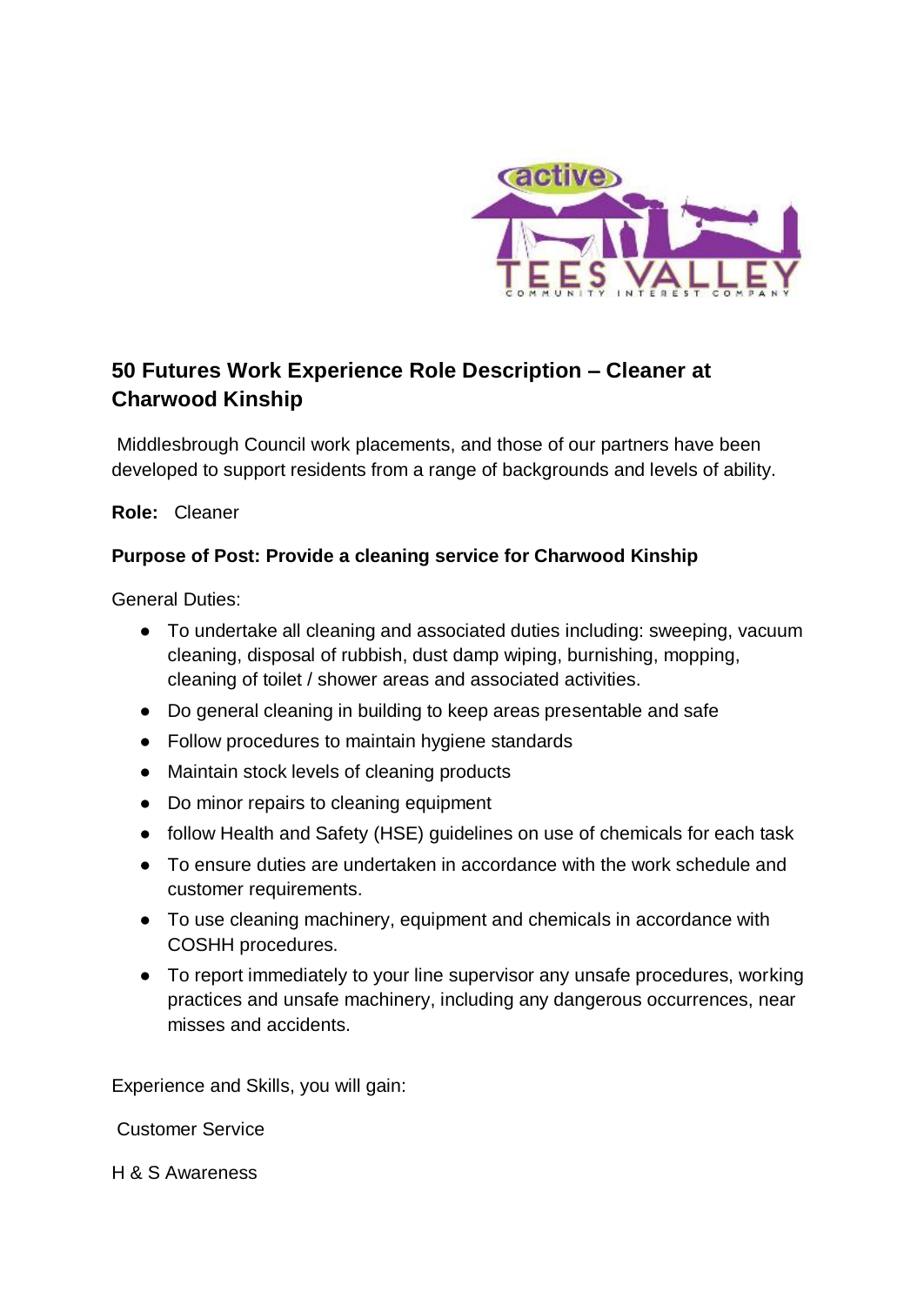## 50 Futures Work Experience Role Description – Cleaner at Charwood Kinship

Middlesbrough Council work placements, and those of our partners have been developed to support residents from a range of backgrounds and levels of ability.

**Role:** Cleaner

**Purpose of Post: Provide a cleaning service for Charwood Kinship**

General Duties:

- To undertake all cleaning and associated duties including: sweeping, vacuum cleaning, disposal of rubbish, dust damp wiping, burnishing, mopping, cleaning of toilet / shower areas and associated activities.
- Do general cleaning in building to keep areas presentable and safe
- Follow procedures to maintain hygiene standards
- Maintain stock levels of cleaning products
- Do minor repairs to cleaning equipment
- follow Health and Safety (HSE) guidelines on use of chemicals for each task
- To ensure duties are undertaken in accordance with the work schedule and customer requirements.
- To use cleaning machinery, equipment and chemicals in accordance with COSHH procedures.
- To report immediately to your line supervisor any unsafe procedures, working practices and unsafe machinery, including any dangerous occurrences, near misses and accidents.

Experience and Skills, you will gain:

Customer Service

H & S Awareness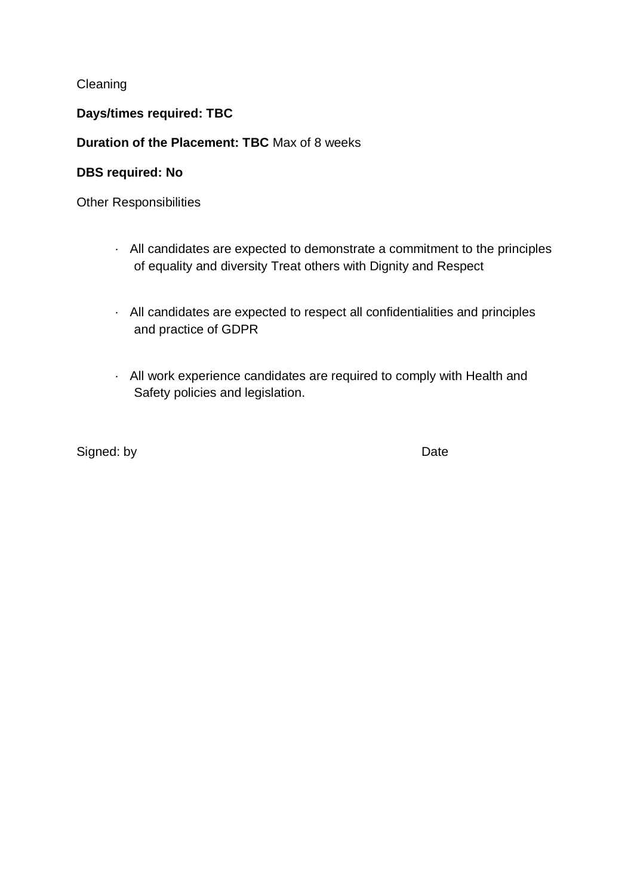Cleaning

**Days/times required: TBC**

**Duration of the Placement: TBC** Max of 8 weeks

**DBS required: No**

Other Responsibilities

- All candidates are expected to demonstrate a commitment to the principles of equality and diversity Treat others with Dignity and Respect

- All candidates are expected to respect all confidentialities and principles and practice of GDPR

- All work experience candidates are required to comply with Health and Safety policies and legislation.

Signed: by                                        Date